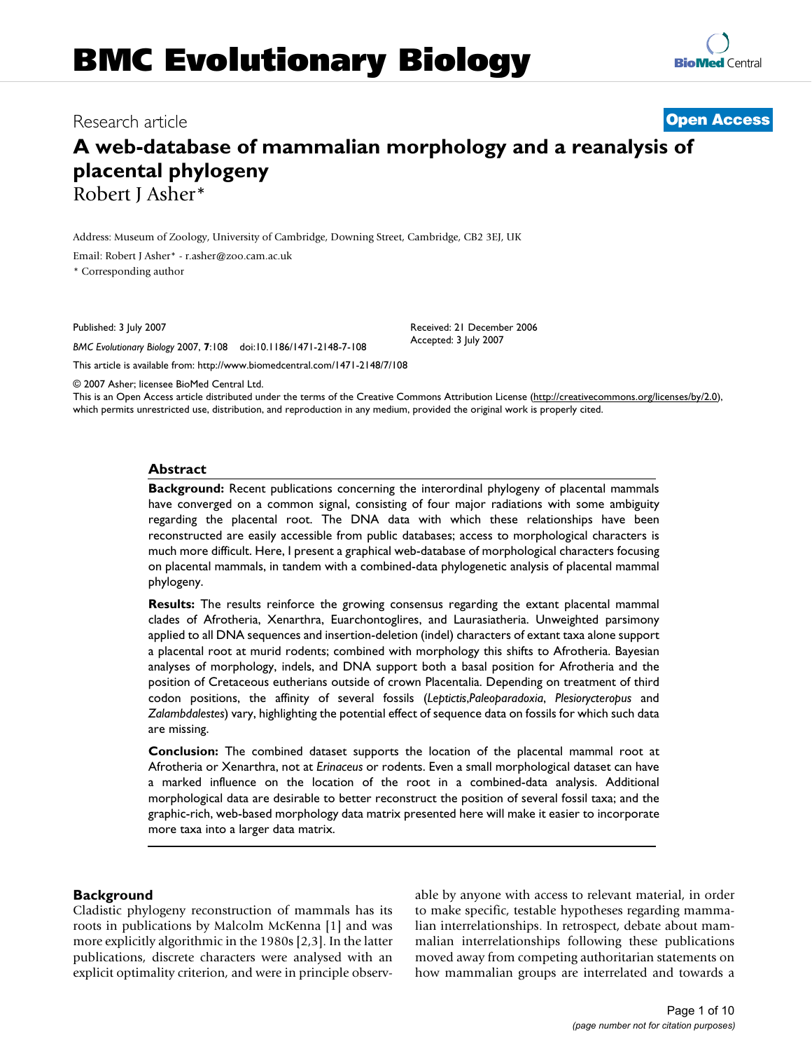# BMC Evolutionary Biology

Research article

**Open Access**

# A web-database of mammalian morphology and a reanalysis of placental phylogeny

Robert J Asher*

Address: Museum of Zoology, University of Cambridge, Downing Street, Cambridge, CB2 3EJ, UK

Email: Robert J Asher* - r.asher@zoo.cam.ac.uk

* Corresponding author

Published: 3 July 2007

*BMC Evolutionary Biology* 2007, **7**:108 doi:10.1186/1471-2148-7-108

Received: 21 December 2006
Accepted: 3 July 2007

This article is available from: http://www.biomedcentral.com/1471-2148/7/108

© 2007 Asher; licensee BioMed Central Ltd.

This is an Open Access article distributed under the terms of the Creative Commons Attribution License (http://creativecommons.org/licenses/by/2.0), which permits unrestricted use, distribution, and reproduction in any medium, provided the original work is properly cited.

## Abstract

**Background:** Recent publications concerning the interordinal phylogeny of placental mammals have converged on a common signal, consisting of four major radiations with some ambiguity regarding the placental root. The DNA data with which these relationships have been reconstructed are easily accessible from public databases; access to morphological characters is much more difficult. Here, I present a graphical web-database of morphological characters focusing on placental mammals, in tandem with a combined-data phylogenetic analysis of placental mammal phylogeny.

**Results:** The results reinforce the growing consensus regarding the extant placental mammal clades of Afrotheria, Xenarthra, Euarchontoglires, and Laurasiatheria. Unweighted parsimony applied to all DNA sequences and insertion-deletion (indel) characters of extant taxa alone support a placental root at murid rodents; combined with morphology this shifts to Afrotheria. Bayesian analyses of morphology, indels, and DNA support both a basal position for Afrotheria and the position of Cretaceous eutherians outside of crown Placentalia. Depending on treatment of third codon positions, the affinity of several fossils (*Leptictis*,*Paleoparadoxia*, *Plesiorycteropus* and *Zalambdalestes*) vary, highlighting the potential effect of sequence data on fossils for which such data are missing.

**Conclusion:** The combined dataset supports the location of the placental mammal root at Afrotheria or Xenarthra, not at *Erinaceus* or rodents. Even a small morphological dataset can have a marked influence on the location of the root in a combined-data analysis. Additional morphological data are desirable to better reconstruct the position of several fossil taxa; and the graphic-rich, web-based morphology data matrix presented here will make it easier to incorporate more taxa into a larger data matrix.

## Background

Cladistic phylogeny reconstruction of mammals has its roots in publications by Malcolm McKenna [1] and was more explicitly algorithmic in the 1980s [2,3]. In the latter publications, discrete characters were analysed with an explicit optimality criterion, and were in principle observable by anyone with access to relevant material, in order to make specific, testable hypotheses regarding mammalian interrelationships. In retrospect, debate about mammalian interrelationships following these publications moved away from competing authoritarian statements on how mammalian groups are interrelated and towards a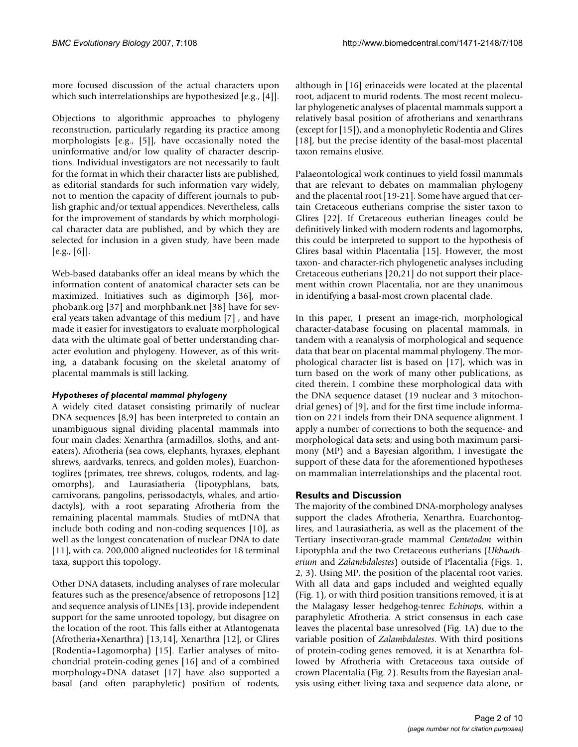more focused discussion of the actual characters upon which such interrelationships are hypothesized [e.g., [4]].

Objections to algorithmic approaches to phylogeny reconstruction, particularly regarding its practice among morphologists [e.g., [5]], have occasionally noted the uninformative and/or low quality of character descriptions. Individual investigators are not necessarily to fault for the format in which their character lists are published, as editorial standards for such information vary widely, not to mention the capacity of different journals to publish graphic and/or textual appendices. Nevertheless, calls for the improvement of standards by which morphological character data are published, and by which they are selected for inclusion in a given study, have been made [e.g., [6]].

Web-based databanks offer an ideal means by which the information content of anatomical character sets can be maximized. Initiatives such as digimorph [36], morphobank.org [37] and morphbank.net [38] have for several years taken advantage of this medium [7] , and have made it easier for investigators to evaluate morphological data with the ultimate goal of better understanding character evolution and phylogeny. However, as of this writing, a databank focusing on the skeletal anatomy of placental mammals is still lacking.

### *Hypotheses of placental mammal phylogeny*

A widely cited dataset consisting primarily of nuclear DNA sequences [8,9] has been interpreted to contain an unambiguous signal dividing placental mammals into four main clades: Xenarthra (armadillos, sloths, and anteaters), Afrotheria (sea cows, elephants, hyraxes, elephant shrews, aardvarks, tenrecs, and golden moles), Euarchontoglires (primates, tree shrews, colugos, rodents, and lagomorphs), and Laurasiatheria (lipotyphlans, bats, carnivorans, pangolins, perissodactyls, whales, and artiodactyls), with a root separating Afrotheria from the remaining placental mammals. Studies of mtDNA that include both coding and non-coding sequences [10], as well as the longest concatenation of nuclear DNA to date [11], with ca. 200,000 aligned nucleotides for 18 terminal taxa, support this topology.

Other DNA datasets, including analyses of rare molecular features such as the presence/absence of retroposons [12] and sequence analysis of LINEs [13], provide independent support for the same unrooted topology, but disagree on the location of the root. This falls either at Atlantogenata (Afrotheria+Xenarthra) [13,14], Xenarthra [12], or Glires (Rodentia+Lagomorpha) [15]. Earlier analyses of mitochondrial protein-coding genes [16] and of a combined morphology+DNA dataset [17] have also supported a basal (and often paraphyletic) position of rodents, although in [16] erinaceids were located at the placental root, adjacent to murid rodents. The most recent molecular phylogenetic analyses of placental mammals support a relatively basal position of afrotherians and xenarthrans (except for [15]), and a monophyletic Rodentia and Glires [18], but the precise identity of the basal-most placental taxon remains elusive.

Palaeontological work continues to yield fossil mammals that are relevant to debates on mammalian phylogeny and the placental root [19-21]. Some have argued that certain Cretaceous eutherians comprise the sister taxon to Glires [22]. If Cretaceous eutherian lineages could be definitively linked with modern rodents and lagomorphs, this could be interpreted to support to the hypothesis of Glires basal within Placentalia [15]. However, the most taxon- and character-rich phylogenetic analyses including Cretaceous eutherians [20,21] do not support their placement within crown Placentalia, nor are they unanimous in identifying a basal-most crown placental clade.

In this paper, I present an image-rich, morphological character-database focusing on placental mammals, in tandem with a reanalysis of morphological and sequence data that bear on placental mammal phylogeny. The morphological character list is based on [17], which was in turn based on the work of many other publications, as cited therein. I combine these morphological data with the DNA sequence dataset (19 nuclear and 3 mitochondrial genes) of [9], and for the first time include information on 221 indels from their DNA sequence alignment. I apply a number of corrections to both the sequence- and morphological data sets; and using both maximum parsimony (MP) and a Bayesian algorithm, I investigate the support of these data for the aforementioned hypotheses on mammalian interrelationships and the placental root.

## Results and Discussion

The majority of the combined DNA-morphology analyses support the clades Afrotheria, Xenarthra, Euarchontoglires, and Laurasiatheria, as well as the placement of the Tertiary insectivoran-grade mammal *Centetodon* within Lipotyphla and the two Cretaceous eutherians (*Ukhaatherium* and *Zalambdalestes*) outside of Placentalia (Figs. 1, 2, 3). Using MP, the position of the placental root varies. With all data and gaps included and weighted equally (Fig. 1), or with third position transitions removed, it is at the Malagasy lesser hedgehog-tenrec *Echinops*, within a paraphyletic Afrotheria. A strict consensus in each case leaves the placental base unresolved (Fig. 1A) due to the variable position of *Zalambdalestes*. With third positions of protein-coding genes removed, it is at Xenarthra followed by Afrotheria with Cretaceous taxa outside of crown Placentalia (Fig. 2). Results from the Bayesian analysis using either living taxa and sequence data alone, or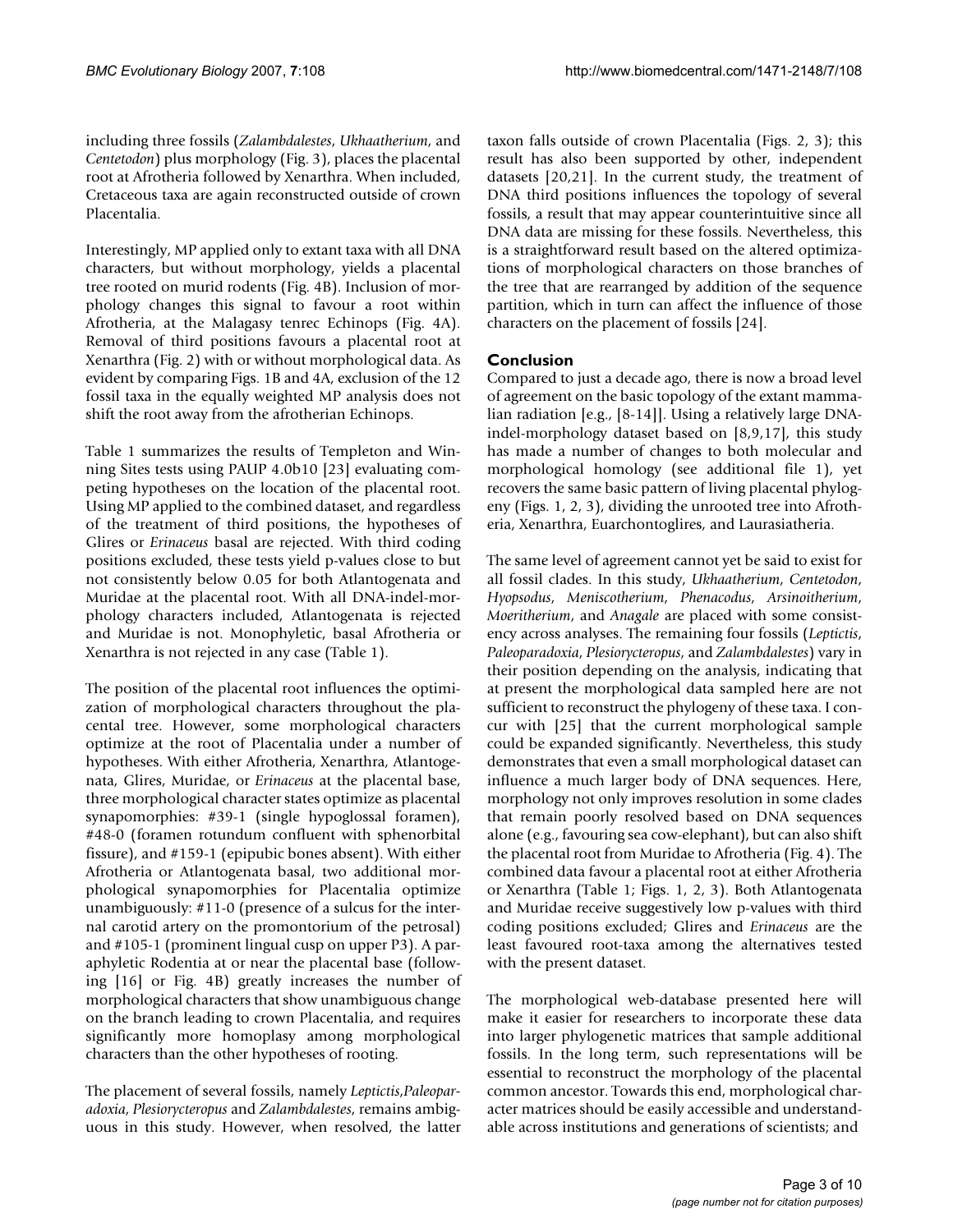including three fossils (*Zalambdalestes*, *Ukhaatherium*, and *Centetodon*) plus morphology (Fig. 3), places the placental root at Afrotheria followed by Xenarthra. When included, Cretaceous taxa are again reconstructed outside of crown Placentalia.

Interestingly, MP applied only to extant taxa with all DNA characters, but without morphology, yields a placental tree rooted on murid rodents (Fig. 4B). Inclusion of morphology changes this signal to favour a root within Afrotheria, at the Malagasy tenrec Echinops (Fig. 4A). Removal of third positions favours a placental root at Xenarthra (Fig. 2) with or without morphological data. As evident by comparing Figs. 1B and 4A, exclusion of the 12 fossil taxa in the equally weighted MP analysis does not shift the root away from the afrotherian Echinops.

Table 1 summarizes the results of Templeton and Winning Sites tests using PAUP 4.0b10 [23] evaluating competing hypotheses on the location of the placental root. Using MP applied to the combined dataset, and regardless of the treatment of third positions, the hypotheses of Glires or *Erinaceus* basal are rejected. With third coding positions excluded, these tests yield p-values close to but not consistently below 0.05 for both Atlantogenata and Muridae at the placental root. With all DNA-indel-morphology characters included, Atlantogenata is rejected and Muridae is not. Monophyletic, basal Afrotheria or Xenarthra is not rejected in any case (Table 1).

The position of the placental root influences the optimization of morphological characters throughout the placental tree. However, some morphological characters optimize at the root of Placentalia under a number of hypotheses. With either Afrotheria, Xenarthra, Atlantogenata, Glires, Muridae, or *Erinaceus* at the placental base, three morphological character states optimize as placental synapomorphies: #39-1 (single hypoglossal foramen), #48-0 (foramen rotundum confluent with sphenorbital fissure), and #159-1 (epipubic bones absent). With either Afrotheria or Atlantogenata basal, two additional morphological synapomorphies for Placentalia optimize unambiguously: #11-0 (presence of a sulcus for the internal carotid artery on the promontorium of the petrosal) and #105-1 (prominent lingual cusp on upper P3). A paraphyletic Rodentia at or near the placental base (following [16] or Fig. 4B) greatly increases the number of morphological characters that show unambiguous change on the branch leading to crown Placentalia, and requires significantly more homoplasy among morphological characters than the other hypotheses of rooting.

The placement of several fossils, namely *Leptictis*, *Paleoparadoxia*, *Plesiorycteropus* and *Zalambdalestes*, remains ambiguous in this study. However, when resolved, the latter taxon falls outside of crown Placentalia (Figs. 2, 3); this result has also been supported by other, independent datasets [20,21]. In the current study, the treatment of DNA third positions influences the topology of several fossils, a result that may appear counterintuitive since all DNA data are missing for these fossils. Nevertheless, this is a straightforward result based on the altered optimizations of morphological characters on those branches of the tree that are rearranged by addition of the sequence partition, which in turn can affect the influence of those characters on the placement of fossils [24].

## Conclusion

Compared to just a decade ago, there is now a broad level of agreement on the basic topology of the extant mammalian radiation [e.g., [8-14]]. Using a relatively large DNA-indel-morphology dataset based on [8,9,17], this study has made a number of changes to both molecular and morphological homology (see additional file 1), yet recovers the same basic pattern of living placental phylogeny (Figs. 1, 2, 3), dividing the unrooted tree into Afrotheria, Xenarthra, Euarchontoglires, and Laurasiatheria.

The same level of agreement cannot yet be said to exist for all fossil clades. In this study, *Ukhaatherium*, *Centetodon*, *Hyopsodus*, *Meniscotherium*, *Phenacodus*, *Arsinoitherium*, *Moeritherium*, and *Anagale* are placed with some consistency across analyses. The remaining four fossils (*Leptictis*, *Paleoparadoxia*, *Plesiorycteropus*, and *Zalambdalestes*) vary in their position depending on the analysis, indicating that at present the morphological data sampled here are not sufficient to reconstruct the phylogeny of these taxa. I concur with [25] that the current morphological sample could be expanded significantly. Nevertheless, this study demonstrates that even a small morphological dataset can influence a much larger body of DNA sequences. Here, morphology not only improves resolution in some clades that remain poorly resolved based on DNA sequences alone (e.g., favouring sea cow-elephant), but can also shift the placental root from Muridae to Afrotheria (Fig. 4). The combined data favour a placental root at either Afrotheria or Xenarthra (Table 1; Figs. 1, 2, 3). Both Atlantogenata and Muridae receive suggestively low p-values with third coding positions excluded; Glires and *Erinaceus* are the least favoured root-taxa among the alternatives tested with the present dataset.

The morphological web-database presented here will make it easier for researchers to incorporate these data into larger phylogenetic matrices that sample additional fossils. In the long term, such representations will be essential to reconstruct the morphology of the placental common ancestor. Towards this end, morphological character matrices should be easily accessible and understandable across institutions and generations of scientists; and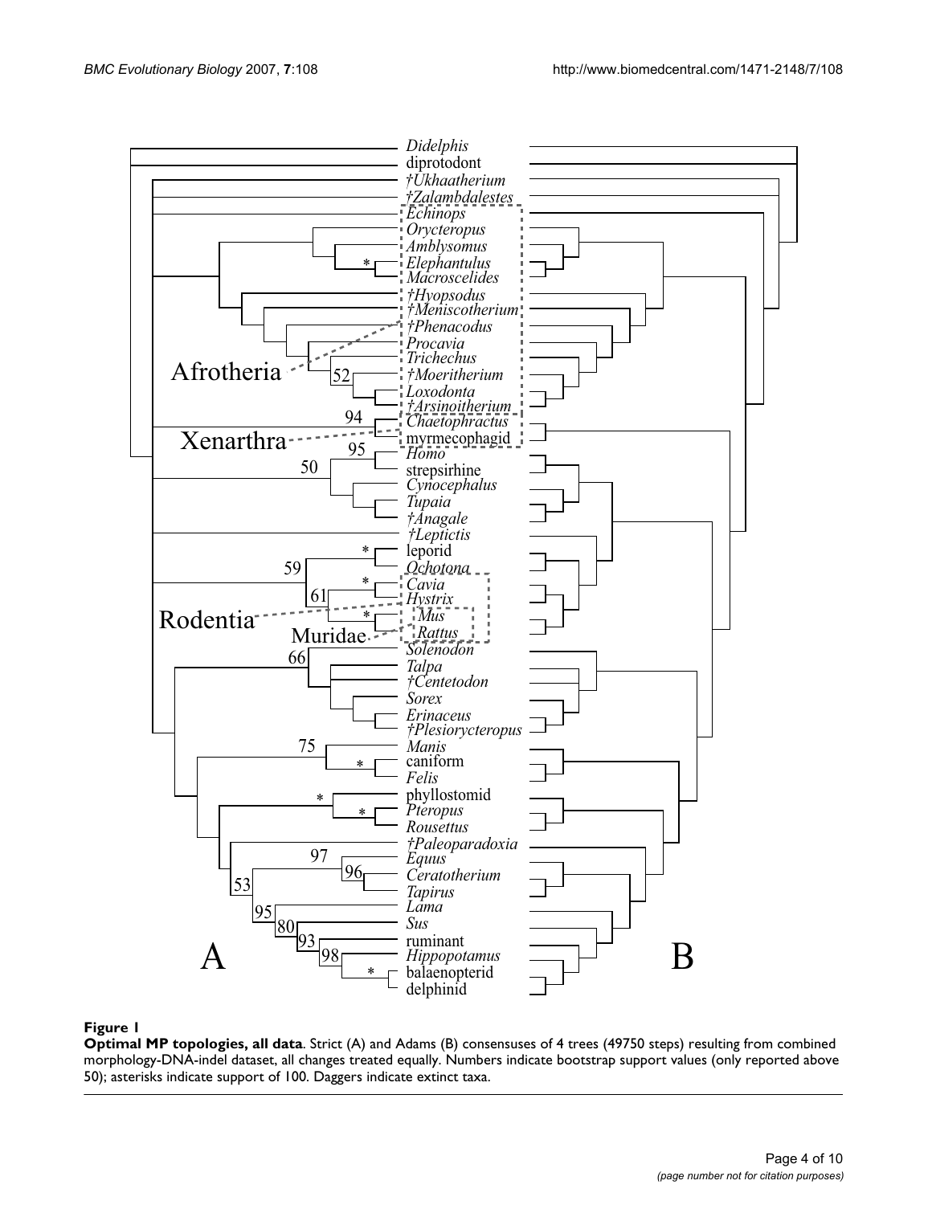**Figure 1**

**Optimal MP topologies, all data**. Strict (A) and Adams (B) consensuses of 4 trees (49750 steps) resulting from combined morphology-DNA-indel dataset, all changes treated equally. Numbers indicate bootstrap support values (only reported above 50); asterisks indicate support of 100. Daggers indicate extinct taxa.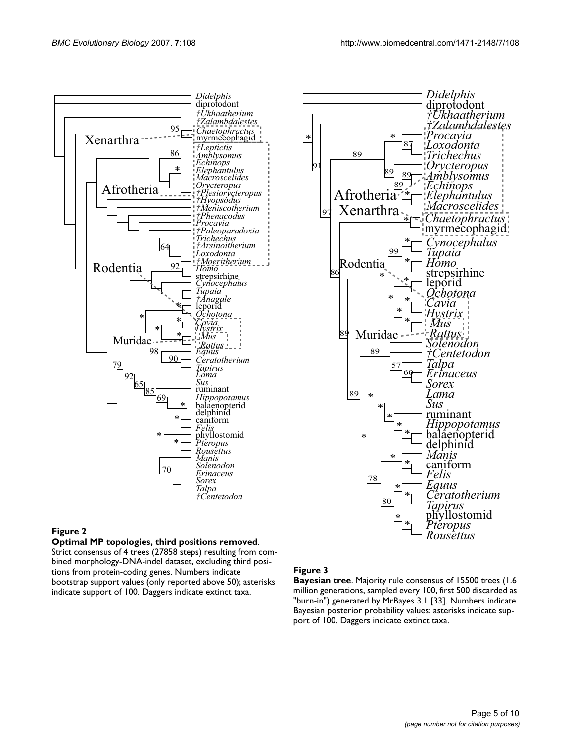**Figure 2**

**Optimal MP topologies, third positions removed**. Strict consensus of 4 trees (27858 steps) resulting from combined morphology-DNA-indel dataset, excluding third positions from protein-coding genes. Numbers indicate bootstrap support values (only reported above 50); asterisks indicate support of 100. Daggers indicate extinct taxa.

**Figure 3**

**Bayesian tree**. Majority rule consensus of 15500 trees (1.6 million generations, sampled every 100, first 500 discarded as "burn-in") generated by MrBayes 3.1 [33]. Numbers indicate Bayesian posterior probability values; asterisks indicate support of 100. Daggers indicate extinct taxa.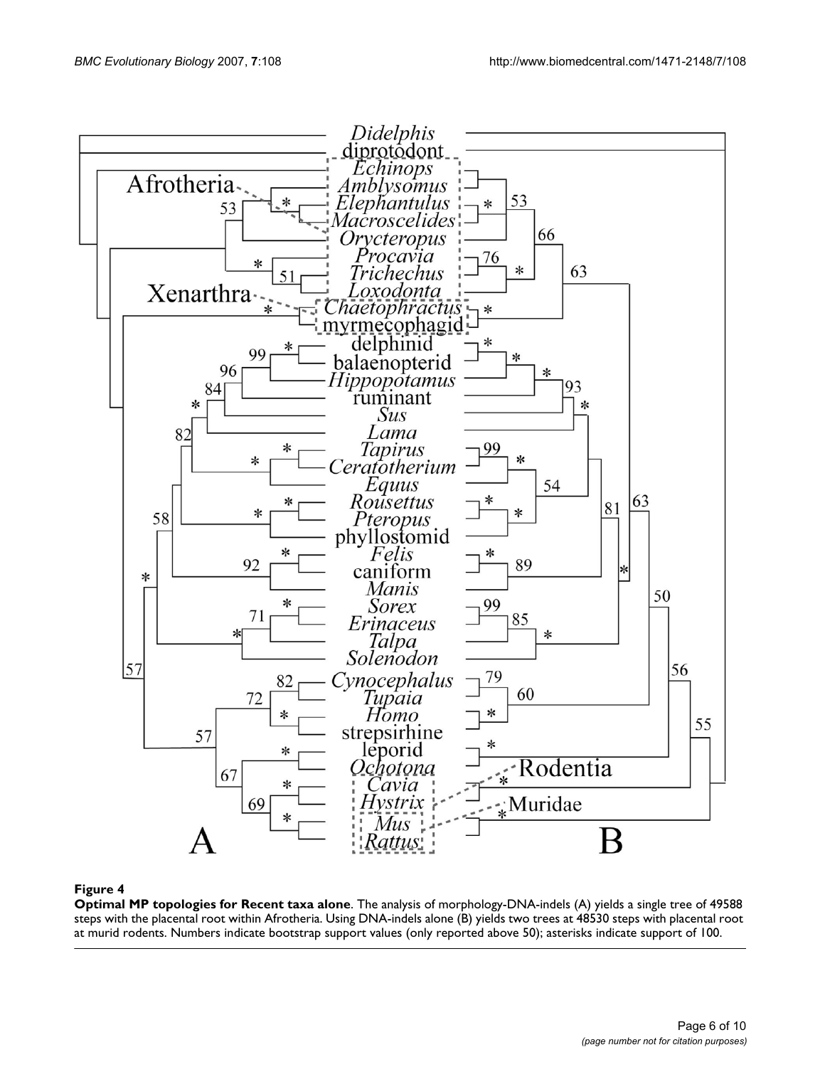**Figure 4**

**Optimal MP topologies for Recent taxa alone**. The analysis of morphology-DNA-indels (A) yields a single tree of 49588 steps with the placental root within Afrotheria. Using DNA-indels alone (B) yields two trees at 48530 steps with placental root at murid rodents. Numbers indicate bootstrap support values (only reported above 50); asterisks indicate support of 100.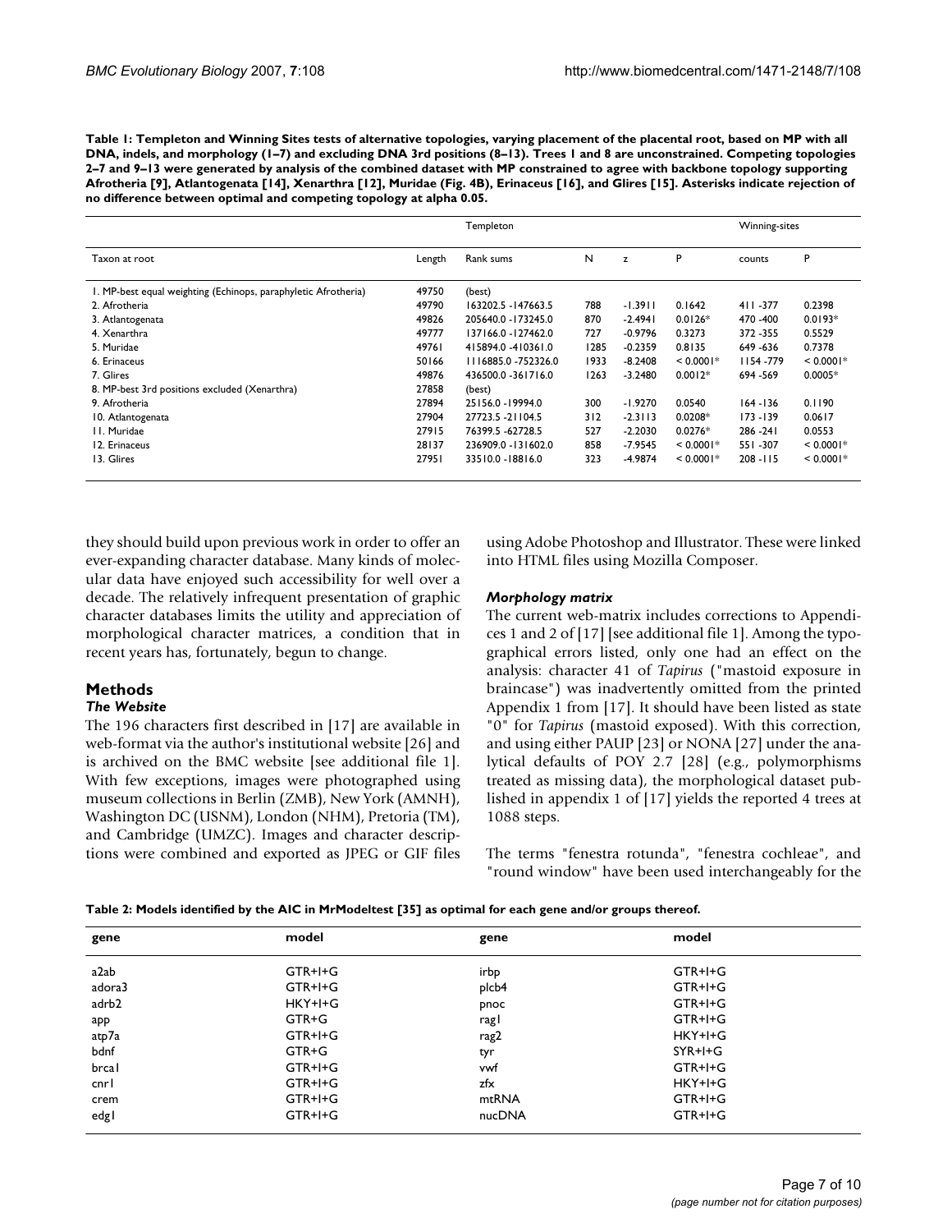**Table 1: Templeton and Winning Sites tests of alternative topologies, varying placement of the placental root, based on MP with all DNA, indels, and morphology (1–7) and excluding DNA 3rd positions (8–13). Trees 1 and 8 are unconstrained. Competing topologies 2–7 and 9–13 were generated by analysis of the combined dataset with MP constrained to agree with backbone topology supporting Afrotheria [9], Atlantogenata [14], Xenarthra [12], Muridae (Fig. 4B), Erinaceus [16], and Glires [15]. Asterisks indicate rejection of no difference between optimal and competing topology at alpha 0.05.**

| | | Templeton | | | | Winning-sites | |
|---|---|---|---|---|---|---|---|
| Taxon at root | Length | Rank sums | N | z | P | counts | P |
| 1. MP-best equal weighting (Echinops, paraphyletic Afrotheria) | 49750 | (best) | | | | | |
| 2. Afrotheria | 49790 | 163202.5 -147663.5 | 788 | -1.3911 | 0.1642 | 411 -377 | 0.2398 |
| 3. Atlantogenata | 49826 | 205640.0 -173245.0 | 870 | -2.4941 | 0.0126* | 470 -400 | 0.0193* |
| 4. Xenarthra | 49777 | 137166.0 -127462.0 | 727 | -0.9796 | 0.3273 | 372 -355 | 0.5529 |
| 5. Muridae | 49761 | 415894.0 -410361.0 | 1285 | -0.2359 | 0.8135 | 649 -636 | 0.7378 |
| 6. Erinaceus | 50166 | 1116885.0 -752326.0 | 1933 | -8.2408 | < 0.0001* | 1154 -779 | < 0.0001* |
| 7. Glires | 49876 | 436500.0 -361716.0 | 1263 | -3.2480 | 0.0012* | 694 -569 | 0.0005* |
| 8. MP-best 3rd positions excluded (Xenarthra) | 27858 | (best) | | | | | |
| 9. Afrotheria | 27894 | 25156.0 -19994.0 | 300 | -1.9270 | 0.0540 | 164 -136 | 0.1190 |
| 10. Atlantogenata | 27904 | 27723.5 -21104.5 | 312 | -2.3113 | 0.0208* | 173 -139 | 0.0617 |
| 11. Muridae | 27915 | 76399.5 -62728.5 | 527 | -2.2030 | 0.0276* | 286 -241 | 0.0553 |
| 12. Erinaceus | 28137 | 236909.0 -131602.0 | 858 | -7.9545 | < 0.0001* | 551 -307 | < 0.0001* |
| 13. Glires | 27951 | 33510.0 -18816.0 | 323 | -4.9874 | < 0.0001* | 208 -115 | < 0.0001* |

they should build upon previous work in order to offer an ever-expanding character database. Many kinds of molecular data have enjoyed such accessibility for well over a decade. The relatively infrequent presentation of graphic character databases limits the utility and appreciation of morphological character matrices, a condition that in recent years has, fortunately, begun to change.

## Methods

### *The Website*

The 196 characters first described in [17] are available in web-format via the author's institutional website [26] and is archived on the BMC website [see additional file 1]. With few exceptions, images were photographed using museum collections in Berlin (ZMB), New York (AMNH), Washington DC (USNM), London (NHM), Pretoria (TM), and Cambridge (UMZC). Images and character descriptions were combined and exported as JPEG or GIF files using Adobe Photoshop and Illustrator. These were linked into HTML files using Mozilla Composer.

### *Morphology matrix*

The current web-matrix includes corrections to Appendices 1 and 2 of [17] [see additional file 1]. Among the typographical errors listed, only one had an effect on the analysis: character 41 of *Tapirus* ("mastoid exposure in braincase") was inadvertently omitted from the printed Appendix 1 from [17]. It should have been listed as state "0" for *Tapirus* (mastoid exposed). With this correction, and using either PAUP [23] or NONA [27] under the analytical defaults of POY 2.7 [28] (e.g., polymorphisms treated as missing data), the morphological dataset published in appendix 1 of [17] yields the reported 4 trees at 1088 steps.

The terms "fenestra rotunda", "fenestra cochleae", and "round window" have been used interchangeably for the

**Table 2: Models identified by the AIC in MrModeltest [35] as optimal for each gene and/or groups thereof.**

| gene | model | gene | model |
|---|---|---|---|
| a2ab | GTR+I+G | irbp | GTR+I+G |
| adora3 | GTR+I+G | plcb4 | GTR+I+G |
| adrb2 | HKY+I+G | pnoc | GTR+I+G |
| app | GTR+G | rag1 | GTR+I+G |
| atp7a | GTR+I+G | rag2 | HKY+I+G |
| bdnf | GTR+G | tyr | SYR+I+G |
| brca1 | GTR+I+G | vwf | GTR+I+G |
| cnr1 | GTR+I+G | zfx | HKY+I+G |
| crem | GTR+I+G | mtRNA | GTR+I+G |
| edg1 | GTR+I+G | nucDNA | GTR+I+G |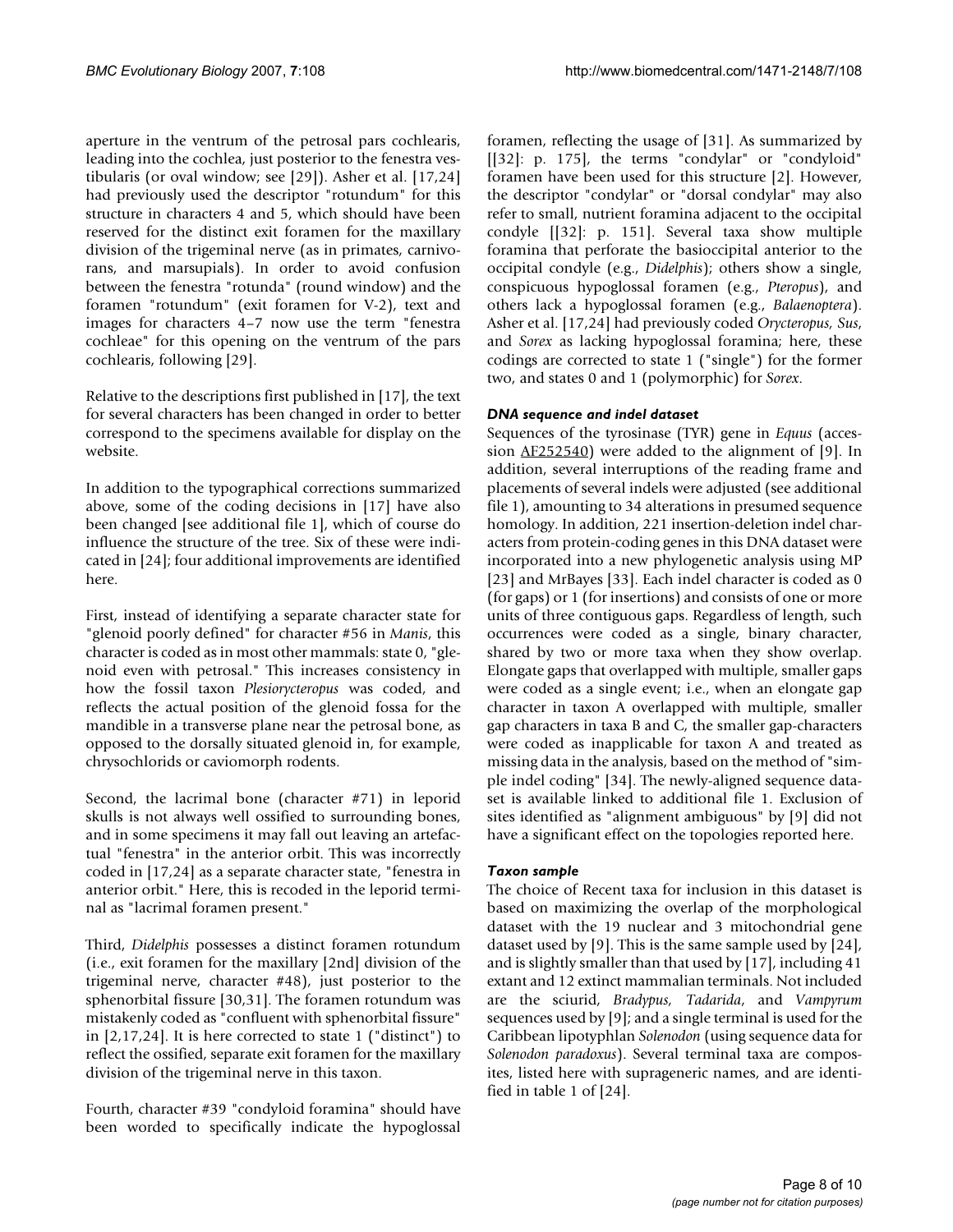aperture in the ventrum of the petrosal pars cochlearis, leading into the cochlea, just posterior to the fenestra vestibularis (or oval window; see [29]). Asher et al. [17,24] had previously used the descriptor "rotundum" for this structure in characters 4 and 5, which should have been reserved for the distinct exit foramen for the maxillary division of the trigeminal nerve (as in primates, carnivorans, and marsupials). In order to avoid confusion between the fenestra "rotunda" (round window) and the foramen "rotundum" (exit foramen for V-2), text and images for characters 4–7 now use the term "fenestra cochleae" for this opening on the ventrum of the pars cochlearis, following [29].

Relative to the descriptions first published in [17], the text for several characters has been changed in order to better correspond to the specimens available for display on the website.

In addition to the typographical corrections summarized above, some of the coding decisions in [17] have also been changed [see additional file 1], which of course do influence the structure of the tree. Six of these were indicated in [24]; four additional improvements are identified here.

First, instead of identifying a separate character state for "glenoid poorly defined" for character #56 in *Manis*, this character is coded as in most other mammals: state 0, "glenoid even with petrosal." This increases consistency in how the fossil taxon *Plesiorycteropus* was coded, and reflects the actual position of the glenoid fossa for the mandible in a transverse plane near the petrosal bone, as opposed to the dorsally situated glenoid in, for example, chrysochlorids or caviomorph rodents.

Second, the lacrimal bone (character #71) in leporid skulls is not always well ossified to surrounding bones, and in some specimens it may fall out leaving an artefactual "fenestra" in the anterior orbit. This was incorrectly coded in [17,24] as a separate character state, "fenestra in anterior orbit." Here, this is recoded in the leporid terminal as "lacrimal foramen present."

Third, *Didelphis* possesses a distinct foramen rotundum (i.e., exit foramen for the maxillary [2nd] division of the trigeminal nerve, character #48), just posterior to the sphenorbital fissure [30,31]. The foramen rotundum was mistakenly coded as "confluent with sphenorbital fissure" in [2,17,24]. It is here corrected to state 1 ("distinct") to reflect the ossified, separate exit foramen for the maxillary division of the trigeminal nerve in this taxon.

Fourth, character #39 "condyloid foramina" should have been worded to specifically indicate the hypoglossal foramen, reflecting the usage of [31]. As summarized by [[32]: p. 175], the terms "condylar" or "condyloid" foramen have been used for this structure [2]. However, the descriptor "condylar" or "dorsal condylar" may also refer to small, nutrient foramina adjacent to the occipital condyle [[32]: p. 151]. Several taxa show multiple foramina that perforate the basioccipital anterior to the occipital condyle (e.g., *Didelphis*); others show a single, conspicuous hypoglossal foramen (e.g., *Pteropus*), and others lack a hypoglossal foramen (e.g., *Balaenoptera*). Asher et al. [17,24] had previously coded *Orycteropus*, *Sus*, and *Sorex* as lacking hypoglossal foramina; here, these codings are corrected to state 1 ("single") for the former two, and states 0 and 1 (polymorphic) for *Sorex*.

### DNA sequence and indel dataset

Sequences of the tyrosinase (TYR) gene in *Equus* (accession AF252540) were added to the alignment of [9]. In addition, several interruptions of the reading frame and placements of several indels were adjusted (see additional file 1), amounting to 34 alterations in presumed sequence homology. In addition, 221 insertion-deletion indel characters from protein-coding genes in this DNA dataset were incorporated into a new phylogenetic analysis using MP [23] and MrBayes [33]. Each indel character is coded as 0 (for gaps) or 1 (for insertions) and consists of one or more units of three contiguous gaps. Regardless of length, such occurrences were coded as a single, binary character, shared by two or more taxa when they show overlap. Elongate gaps that overlapped with multiple, smaller gaps were coded as a single event; i.e., when an elongate gap character in taxon A overlapped with multiple, smaller gap characters in taxa B and C, the smaller gap-characters were coded as inapplicable for taxon A and treated as missing data in the analysis, based on the method of "simple indel coding" [34]. The newly-aligned sequence dataset is available linked to additional file 1. Exclusion of sites identified as "alignment ambiguous" by [9] did not have a significant effect on the topologies reported here.

### Taxon sample

The choice of Recent taxa for inclusion in this dataset is based on maximizing the overlap of the morphological dataset with the 19 nuclear and 3 mitochondrial gene dataset used by [9]. This is the same sample used by [24], and is slightly smaller than that used by [17], including 41 extant and 12 extinct mammalian terminals. Not included are the sciurid, *Bradypus*, *Tadarida*, and *Vampyrum* sequences used by [9]; and a single terminal is used for the Caribbean lipotyphlan *Solenodon* (using sequence data for *Solenodon paradoxus*). Several terminal taxa are composites, listed here with suprageneric names, and are identified in table 1 of [24].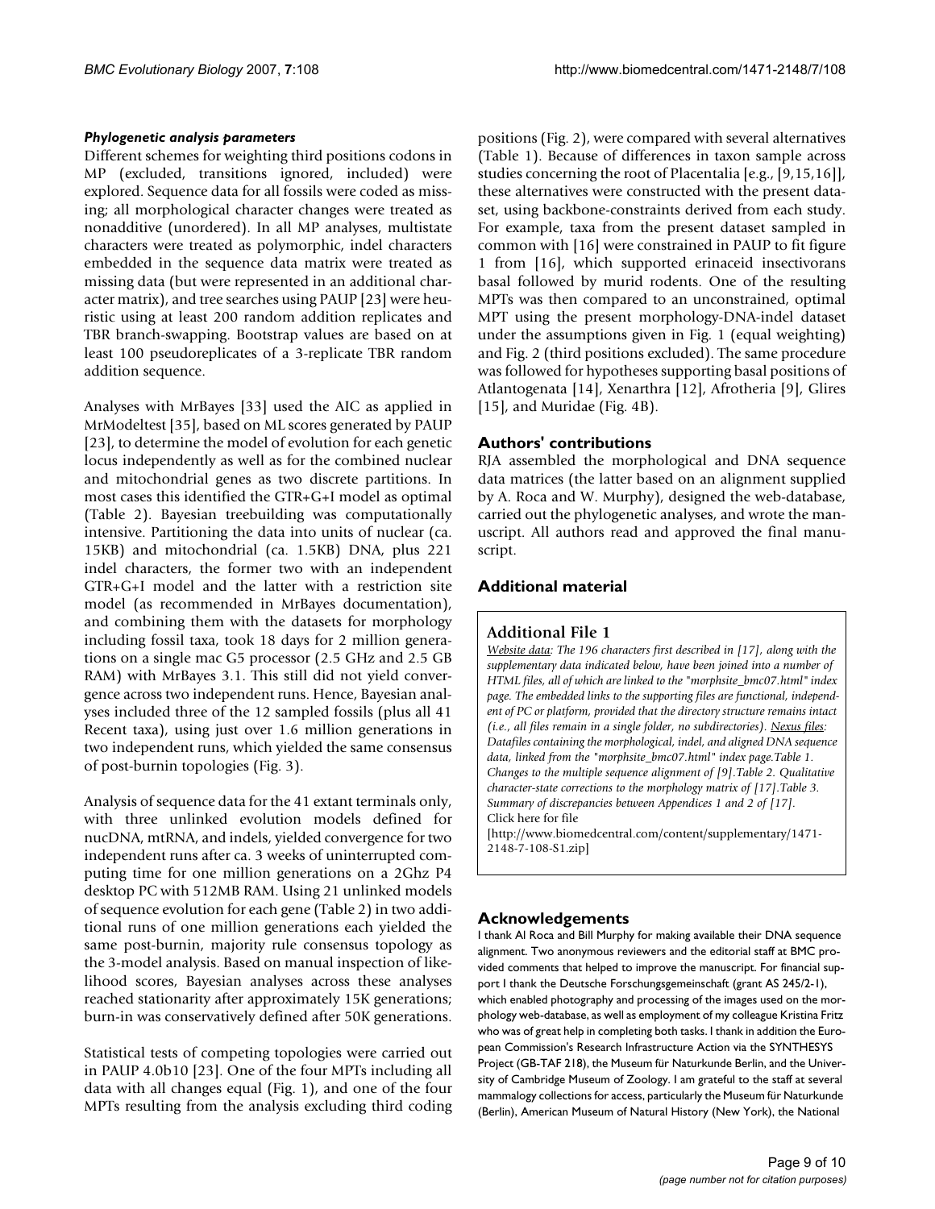#### *Phylogenetic analysis parameters*

Different schemes for weighting third positions codons in MP (excluded, transitions ignored, included) were explored. Sequence data for all fossils were coded as missing; all morphological character changes were treated as nonadditive (unordered). In all MP analyses, multistate characters were treated as polymorphic, indel characters embedded in the sequence data matrix were treated as missing data (but were represented in an additional character matrix), and tree searches using PAUP [23] were heuristic using at least 200 random addition replicates and TBR branch-swapping. Bootstrap values are based on at least 100 pseudoreplicates of a 3-replicate TBR random addition sequence.

Analyses with MrBayes [33] used the AIC as applied in MrModeltest [35], based on ML scores generated by PAUP [23], to determine the model of evolution for each genetic locus independently as well as for the combined nuclear and mitochondrial genes as two discrete partitions. In most cases this identified the GTR+G+I model as optimal (Table 2). Bayesian treebuilding was computationally intensive. Partitioning the data into units of nuclear (ca. 15KB) and mitochondrial (ca. 1.5KB) DNA, plus 221 indel characters, the former two with an independent GTR+G+I model and the latter with a restriction site model (as recommended in MrBayes documentation), and combining them with the datasets for morphology including fossil taxa, took 18 days for 2 million generations on a single mac G5 processor (2.5 GHz and 2.5 GB RAM) with MrBayes 3.1. This still did not yield convergence across two independent runs. Hence, Bayesian analyses included three of the 12 sampled fossils (plus all 41 Recent taxa), using just over 1.6 million generations in two independent runs, which yielded the same consensus of post-burnin topologies (Fig. 3).

Analysis of sequence data for the 41 extant terminals only, with three unlinked evolution models defined for nucDNA, mtRNA, and indels, yielded convergence for two independent runs after ca. 3 weeks of uninterrupted computing time for one million generations on a 2Ghz P4 desktop PC with 512MB RAM. Using 21 unlinked models of sequence evolution for each gene (Table 2) in two additional runs of one million generations each yielded the same post-burnin, majority rule consensus topology as the 3-model analysis. Based on manual inspection of likelihood scores, Bayesian analyses across these analyses reached stationarity after approximately 15K generations; burn-in was conservatively defined after 50K generations.

Statistical tests of competing topologies were carried out in PAUP 4.0b10 [23]. One of the four MPTs including all data with all changes equal (Fig. 1), and one of the four MPTs resulting from the analysis excluding third coding positions (Fig. 2), were compared with several alternatives (Table 1). Because of differences in taxon sample across studies concerning the root of Placentalia [e.g., [9,15,16]], these alternatives were constructed with the present dataset, using backbone-constraints derived from each study. For example, taxa from the present dataset sampled in common with [16] were constrained in PAUP to fit figure 1 from [16], which supported erinaceid insectivorans basal followed by murid rodents. One of the resulting MPTs was then compared to an unconstrained, optimal MPT using the present morphology-DNA-indel dataset under the assumptions given in Fig. 1 (equal weighting) and Fig. 2 (third positions excluded). The same procedure was followed for hypotheses supporting basal positions of Atlantogenata [14], Xenarthra [12], Afrotheria [9], Glires [15], and Muridae (Fig. 4B).

## Authors' contributions

RJA assembled the morphological and DNA sequence data matrices (the latter based on an alignment supplied by A. Roca and W. Murphy), designed the web-database, carried out the phylogenetic analyses, and wrote the manuscript. All authors read and approved the final manuscript.

## Additional material

### Additional File 1

*Website data: The 196 characters first described in [17], along with the supplementary data indicated below, have been joined into a number of HTML files, all of which are linked to the "morphsite_bmc07.html" index page. The embedded links to the supporting files are functional, independent of PC or platform, provided that the directory structure remains intact (i.e., all files remain in a single folder, no subdirectories). Nexus files: Datafiles containing the morphological, indel, and aligned DNA sequence data, linked from the "morphsite_bmc07.html" index page.Table 1. Changes to the multiple sequence alignment of [9].Table 2. Qualitative character-state corrections to the morphology matrix of [17].Table 3. Summary of discrepancies between Appendices 1 and 2 of [17].*
Click here for file
[http://www.biomedcentral.com/content/supplementary/1471-2148-7-108-S1.zip]

## Acknowledgements

I thank Al Roca and Bill Murphy for making available their DNA sequence alignment. Two anonymous reviewers and the editorial staff at BMC provided comments that helped to improve the manuscript. For financial support I thank the Deutsche Forschungsgemeinschaft (grant AS 245/2-1), which enabled photography and processing of the images used on the morphology web-database, as well as employment of my colleague Kristina Fritz who was of great help in completing both tasks. I thank in addition the European Commission's Research Infrastructure Action via the SYNTHESYS Project (GB-TAF 218), the Museum für Naturkunde Berlin, and the University of Cambridge Museum of Zoology. I am grateful to the staff at several mammalogy collections for access, particularly the Museum für Naturkunde (Berlin), American Museum of Natural History (New York), the National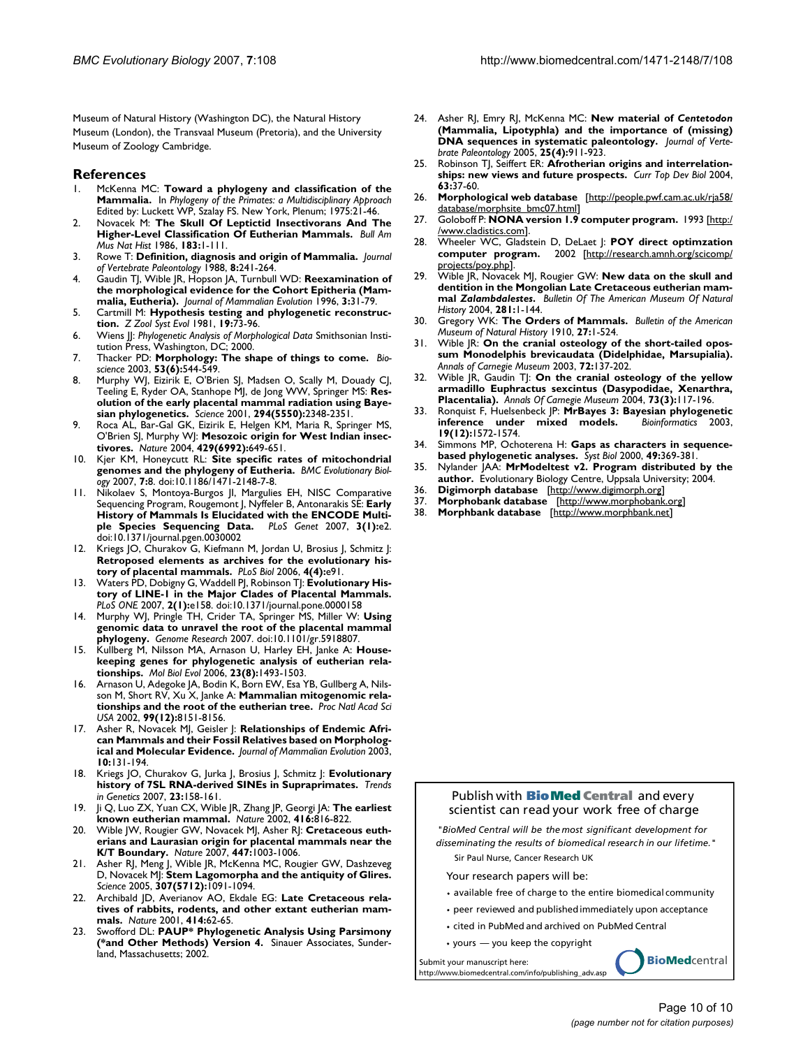Museum of Natural History (Washington DC), the Natural History Museum (London), the Transvaal Museum (Pretoria), and the University Museum of Zoology Cambridge.

## References

1. McKenna MC: **Toward a phylogeny and classification of the Mammalia.** In *Phylogeny of the Primates: a Multidisciplinary Approach* Edited by: Luckett WP, Szalay FS. New York, Plenum; 1975:21-46.
2. Novacek M: **The Skull Of Leptictid Insectivorans And The Higher-Level Classification Of Eutherian Mammals.** *Bull Am Mus Nat Hist* 1986, **183:**1-111.
3. Rowe T: **Definition, diagnosis and origin of Mammalia.** *Journal of Vertebrate Paleontology* 1988, **8:**241-264.
4. Gaudin TJ, Wible JR, Hopson JA, Turnbull WD: **Reexamination of the morphological evidence for the Cohort Epitheria (Mammalia, Eutheria).** *Journal of Mammalian Evolution* 1996, **3:**31-79.
5. Cartmill M: **Hypothesis testing and phylogenetic reconstruction.** *Z Zool Syst Evol* 1981, **19:**73-96.
6. Wiens JJ: *Phylogenetic Analysis of Morphological Data* Smithsonian Institution Press, Washington, DC; 2000.
7. Thacker PD: **Morphology: The shape of things to come.** *Bioscience* 2003, **53(6):**544-549.
8. Murphy WJ, Eizirik E, O'Brien SJ, Madsen O, Scally M, Douady CJ, Teeling E, Ryder OA, Stanhope MJ, de Jong WW, Springer MS: **Resolution of the early placental mammal radiation using Bayesian phylogenetics.** *Science* 2001, **294(5550):**2348-2351.
9. Roca AL, Bar-Gal GK, Eizirik E, Helgen KM, Maria R, Springer MS, O'Brien SJ, Murphy WJ: **Mesozoic origin for West Indian insectivores.** *Nature* 2004, **429(6992):**649-651.
10. Kjer KM, Honeycutt RL: **Site specific rates of mitochondrial genomes and the phylogeny of Eutheria.** *BMC Evolutionary Biology* 2007, **7:**8. doi:10.1186/1471-2148-7-8.
11. Nikolaev S, Montoya-Burgos JI, Margulies EH, NISC Comparative Sequencing Program, Rougemont J, Nyffeler B, Antonarakis SE: **Early History of Mammals Is Elucidated with the ENCODE Multiple Species Sequencing Data.** *PLoS Genet* 2007, **3(1):**e2. doi:10.1371/journal.pgen.0030002
12. Kriegs JO, Churakov G, Kiefmann M, Jordan U, Brosius J, Schmitz J: **Retroposed elements as archives for the evolutionary history of placental mammals.** *PLoS Biol* 2006, **4(4):**e91.
13. Waters PD, Dobigny G, Waddell PJ, Robinson TJ: **Evolutionary History of LINE-1 in the Major Clades of Placental Mammals.** *PLoS ONE* 2007, **2(1):**e158. doi:10.1371/journal.pone.0000158
14. Murphy WJ, Pringle TH, Crider TA, Springer MS, Miller W: **Using genomic data to unravel the root of the placental mammal phylogeny.** *Genome Research* 2007. doi:10.1101/gr.5918807.
15. Kullberg M, Nilsson MA, Arnason U, Harley EH, Janke A: **Housekeeping genes for phylogenetic analysis of eutherian relationships.** *Mol Biol Evol* 2006, **23(8):**1493-1503.
16. Arnason U, Adegoke JA, Bodin K, Born EW, Esa YB, Gullberg A, Nilsson M, Short RV, Xu X, Janke A: **Mammalian mitogenomic relationships and the root of the eutherian tree.** *Proc Natl Acad Sci USA* 2002, **99(12):**8151-8156.
17. Asher R, Novacek MJ, Geisler J: **Relationships of Endemic African Mammals and their Fossil Relatives based on Morphological and Molecular Evidence.** *Journal of Mammalian Evolution* 2003, **10:**131-194.
18. Kriegs JO, Churakov G, Jurka J, Brosius J, Schmitz J: **Evolutionary history of 7SL RNA-derived SINEs in Supraprimates.** *Trends in Genetics* 2007, **23:**158-161.
19. Ji Q, Luo ZX, Yuan CX, Wible JR, Zhang JP, Georgi JA: **The earliest known eutherian mammal.** *Nature* 2002, **416:**816-822.
20. Wible JW, Rougier GW, Novacek MJ, Asher RJ: **Cretaceous eutherians and Laurasian origin for placental mammals near the K/T Boundary.** *Nature* 2007, **447:**1003-1006.
21. Asher RJ, Meng J, Wible JR, McKenna MC, Rougier GW, Dashzeveg D, Novacek MJ: **Stem Lagomorpha and the antiquity of Glires.** *Science* 2005, **307(5712):**1091-1094.
22. Archibald JD, Averianov AO, Ekdale EG: **Late Cretaceous relatives of rabbits, rodents, and other extant eutherian mammals.** *Nature* 2001, **414:**62-65.
23. Swofford DL: **PAUP\* Phylogenetic Analysis Using Parsimony (\*and Other Methods) Version 4.** Sinauer Associates, Sunderland, Massachusetts; 2002.
24. Asher RJ, Emry RJ, McKenna MC: **New material of *Centetodon* (Mammalia, Lipotyphla) and the importance of (missing) DNA sequences in systematic paleontology.** *Journal of Vertebrate Paleontology* 2005, **25(4):**911-923.
25. Robinson TJ, Seiffert ER: **Afrotherian origins and interrelationships: new views and future prospects.** *Curr Top Dev Biol* 2004, **63:**37-60.
26. **Morphological web database** [http://people.pwf.cam.ac.uk/rja58/database/morphsite_bmc07.html]
27. Goloboff P: **NONA version 1.9 computer program.** 1993 [http://www.cladistics.com].
28. Wheeler WC, Gladstein D, DeLaet J: **POY direct optimzation computer program.** 2002 [http://research.amnh.org/scicomp/projects/poy.php].
29. Wible JR, Novacek MJ, Rougier GW: **New data on the skull and dentition in the Mongolian Late Cretaceous eutherian mammal *Zalambdalestes*.** *Bulletin Of The American Museum Of Natural History* 2004, **281:**1-144.
30. Gregory WK: **The Orders of Mammals.** *Bulletin of the American Museum of Natural History* 1910, **27:**1-524.
31. Wible JR: **On the cranial osteology of the short-tailed opossum Monodelphis brevicaudata (Didelphidae, Marsupialia).** *Annals of Carnegie Museum* 2003, **72:**137-202.
32. Wible JR, Gaudin TJ: **On the cranial osteology of the yellow armadillo Euphractus sexcintus (Dasypodidae, Xenarthra, Placentalia).** *Annals Of Carnegie Museum* 2004, **73(3):**117-196.
33. Ronquist F, Huelsenbeck JP: **MrBayes 3: Bayesian phylogenetic inference under mixed models.** *Bioinformatics* 2003, **19(12):**1572-1574.
34. Simmons MP, Ochoterena H: **Gaps as characters in sequence-based phylogenetic analyses.** *Syst Biol* 2000, **49:**369-381.
35. Nylander JAA: **MrModeltest v2. Program distributed by the author.** Evolutionary Biology Centre, Uppsala University; 2004.
36. **Digimorph database** [http://www.digimorph.org]
37. **Morphobank database** [http://www.morphobank.org]
38. **Morphbank database** [http://www.morphbank.net]

Publish with **BioMed Central** and every scientist can read your work free of charge

*"BioMed Central will be the most significant development for disseminating the results of biomedical research in our lifetime."*

Sir Paul Nurse, Cancer Research UK

Your research papers will be:

- available free of charge to the entire biomedical community
- peer reviewed and published immediately upon acceptance
- cited in PubMed and archived on PubMed Central
- yours — you keep the copyright

Submit your manuscript here:
http://www.biomedcentral.com/info/publishing_adv.asp

**BioMed**central